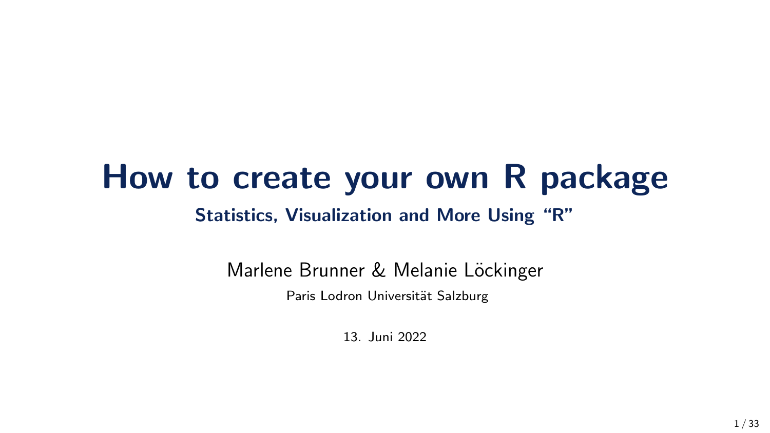# How to create your own R package

## Statistics, Visualization and More Using "R"

Marlene Brunner & Melanie Löckinger

Paris Lodron Universität Salzburg

13. Juni 2022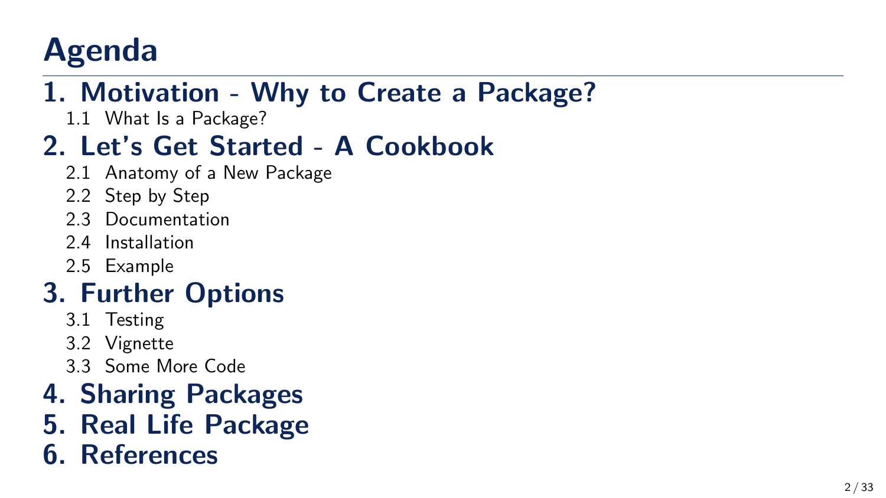# Agenda

## 1. Motivation - Why to Create a Package?

1.1 What Is a Package?

## 2. Let's Get Started - A Cookbook

2.1 Anatomy of a New Package

2.2 Step by Step

2.3 Documentation

2.4 Installation

2.5 Example

## 3. Further Options

3.1 Testing

3.2 Vignette

3.3 Some More Code

## 4. Sharing Packages

## 5. Real Life Package

## 6. References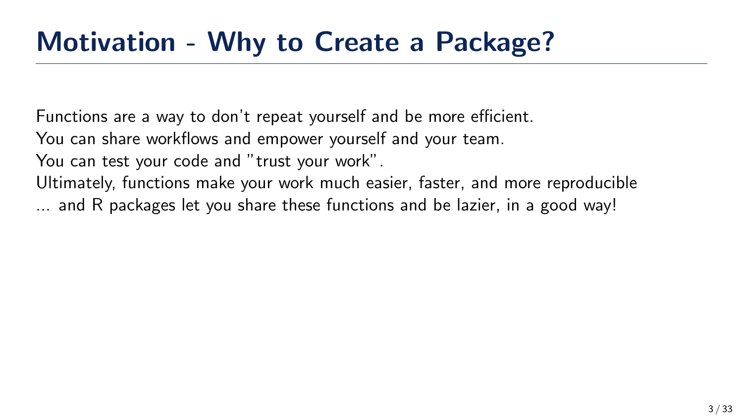# Motivation - Why to Create a Package?

Functions are a way to don't repeat yourself and be more efficient.

You can share workflows and empower yourself and your team.

You can test your code and "trust your work".

Ultimately, functions make your work much easier, faster, and more reproducible

... and R packages let you share these functions and be lazier, in a good way!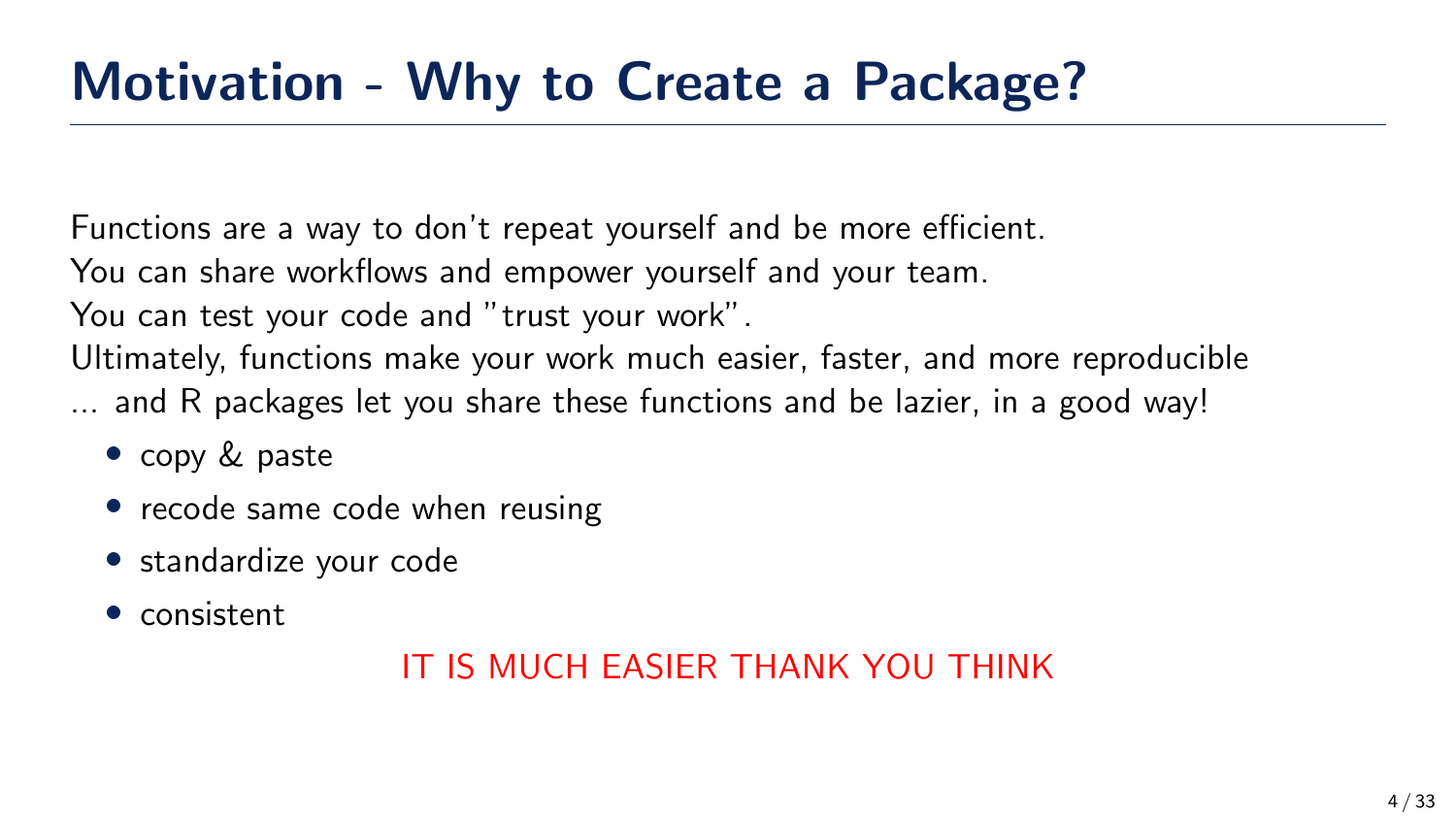# Motivation - Why to Create a Package?

Functions are a way to don't repeat yourself and be more efficient.
You can share workflows and empower yourself and your team.
You can test your code and "trust your work".
Ultimately, functions make your work much easier, faster, and more reproducible
... and R packages let you share these functions and be lazier, in a good way!

- copy & paste
- recode same code when reusing
- standardize your code
- consistent

IT IS MUCH EASIER THANK YOU THINK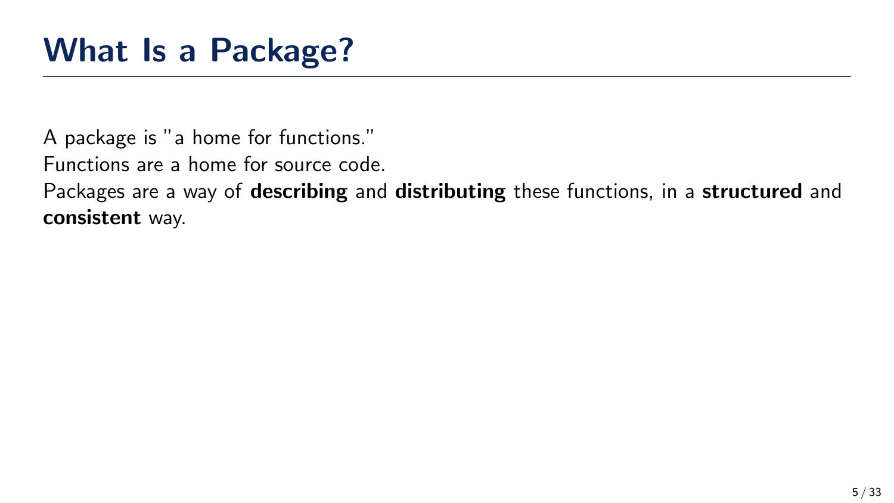# What Is a Package?

A package is "a home for functions."

Functions are a home for source code.

Packages are a way of **describing** and **distributing** these functions, in a **structured** and **consistent** way.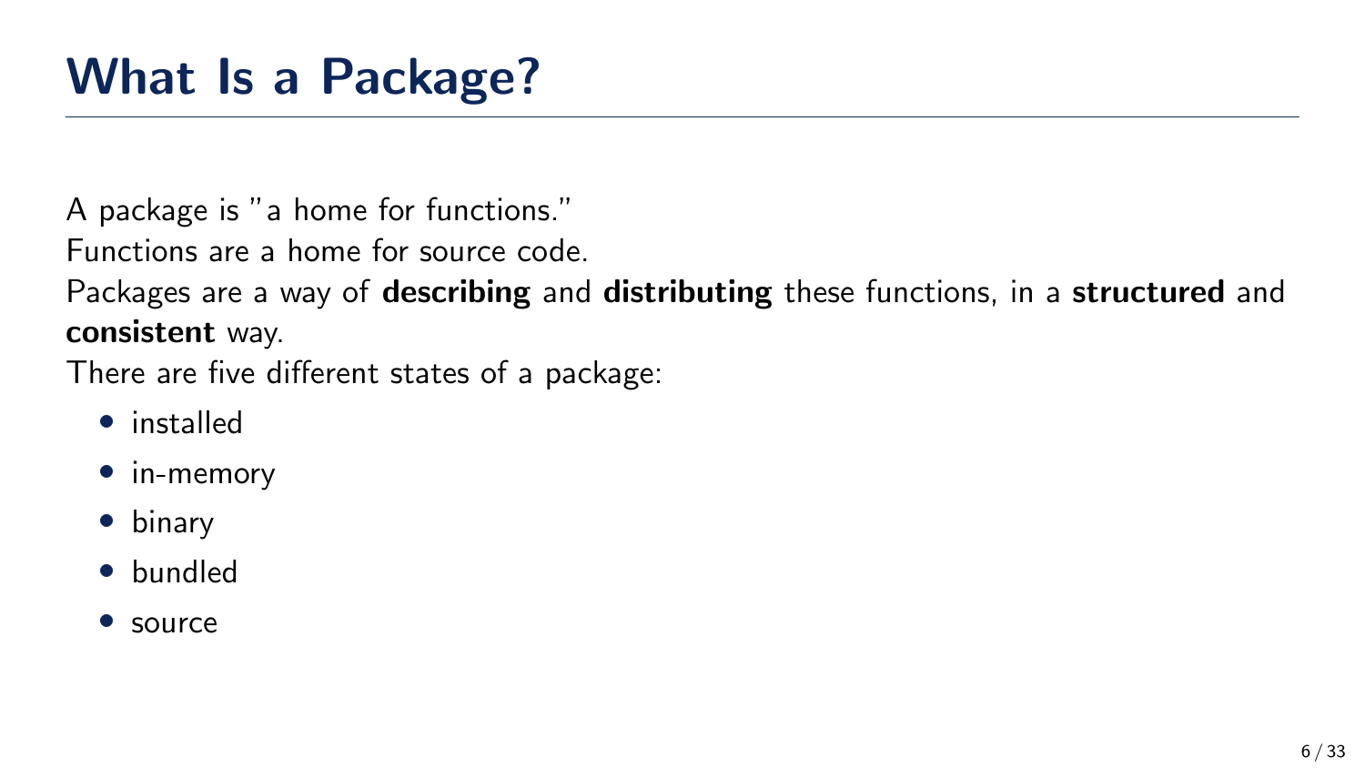# What Is a Package?

A package is "a home for functions."

Functions are a home for source code.

Packages are a way of **describing** and **distributing** these functions, in a **structured** and **consistent** way.

There are five different states of a package:

- installed
- in-memory
- binary
- bundled
- source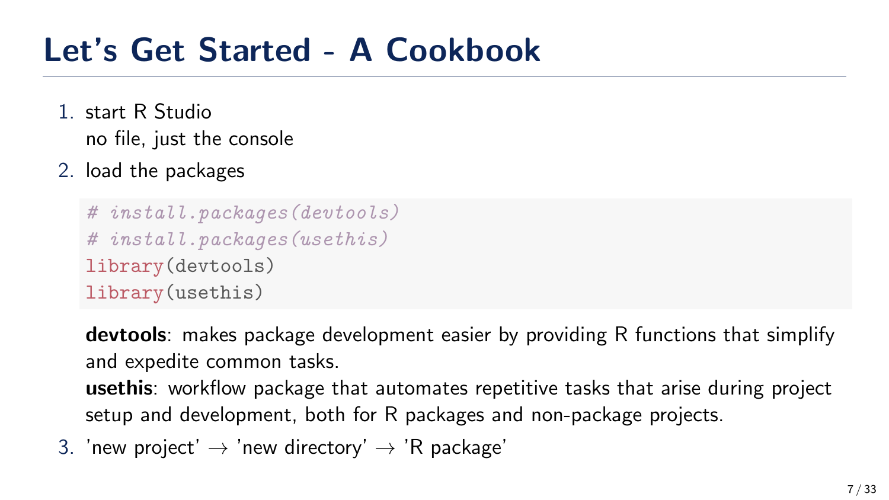# Let's Get Started - A Cookbook

1. start R Studio
   no file, just the console
2. load the packages

   ```r
   # install.packages(devtools)
   # install.packages(usethis)
   library(devtools)
   library(usethis)
   ```

   **devtools**: makes package development easier by providing R functions that simplify and expedite common tasks.
   **usethis**: workflow package that automates repetitive tasks that arise during project setup and development, both for R packages and non-package projects.
3. 'new project' → 'new directory' → 'R package'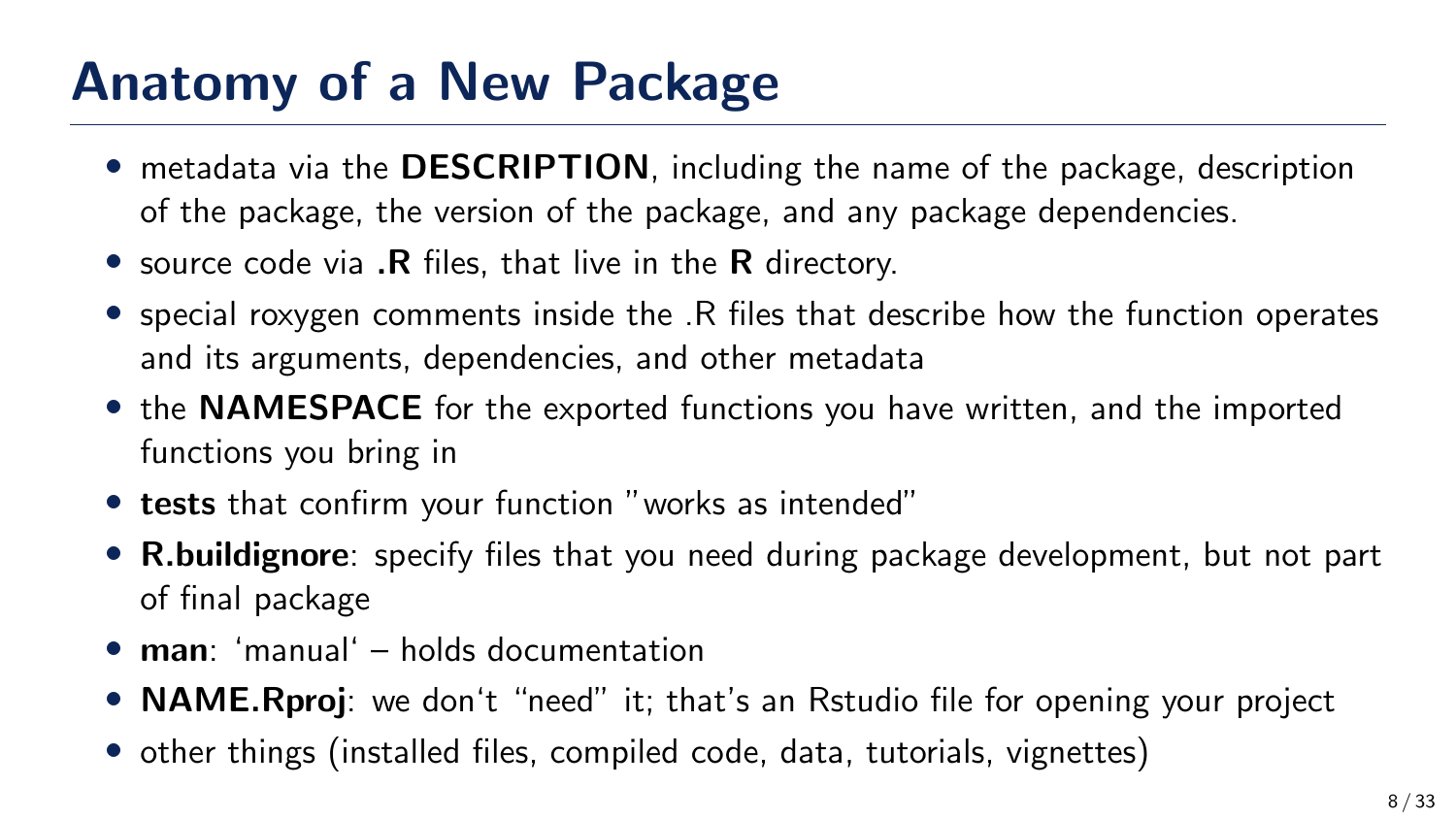# Anatomy of a New Package

- metadata via the **DESCRIPTION**, including the name of the package, description of the package, the version of the package, and any package dependencies.
- source code via **.R** files, that live in the **R** directory.
- special roxygen comments inside the .R files that describe how the function operates and its arguments, dependencies, and other metadata
- the **NAMESPACE** for the exported functions you have written, and the imported functions you bring in
- **tests** that confirm your function "works as intended"
- **R.buildignore**: specify files that you need during package development, but not part of final package
- **man**: 'manual' – holds documentation
- **NAME.Rproj**: we don't "need" it; that's an Rstudio file for opening your project
- other things (installed files, compiled code, data, tutorials, vignettes)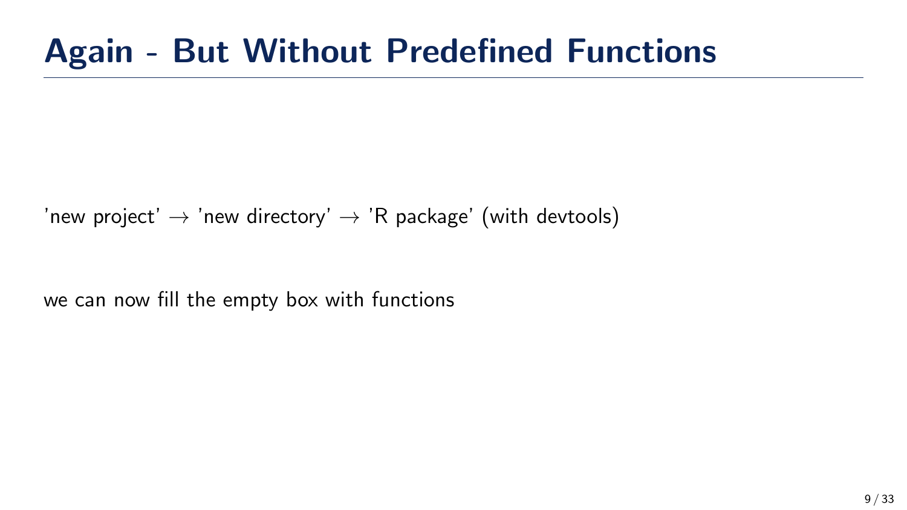# Again - But Without Predefined Functions

'new project' $\rightarrow$ 'new directory' $\rightarrow$ 'R package' (with devtools)

we can now fill the empty box with functions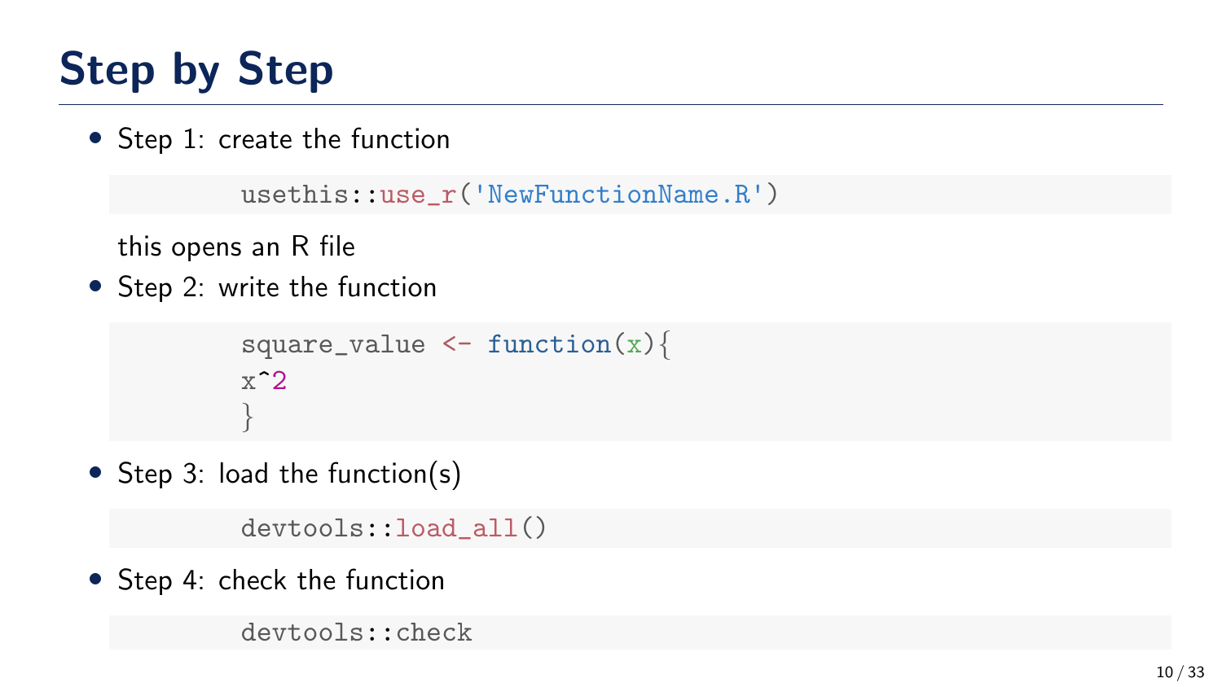# Step by Step

- Step 1: create the function

  ```
  usethis::use_r('NewFunctionName.R')
  ```

  this opens an R file

- Step 2: write the function

  ```
  square_value <- function(x){
  x^2
  }
  ```

- Step 3: load the function(s)

  ```
  devtools::load_all()
  ```

- Step 4: check the function

  ```
  devtools::check
  ```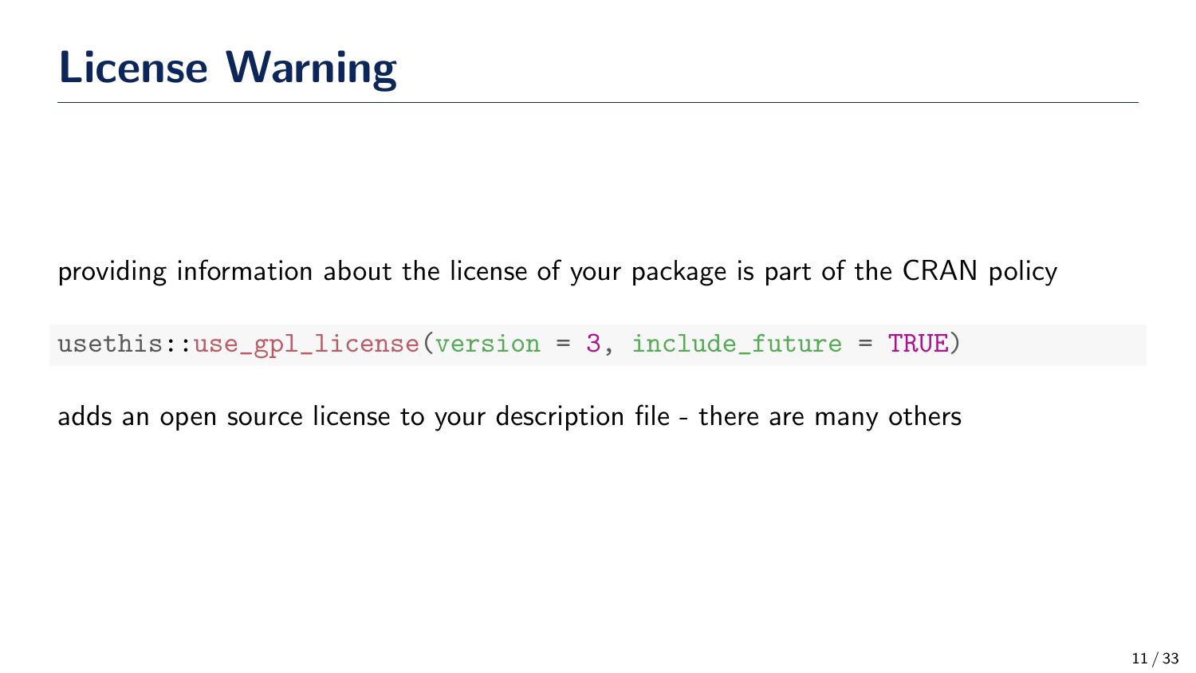# License Warning

providing information about the license of your package is part of the CRAN policy

```
usethis::use_gpl_license(version = 3, include_future = TRUE)
```

adds an open source license to your description file - there are many others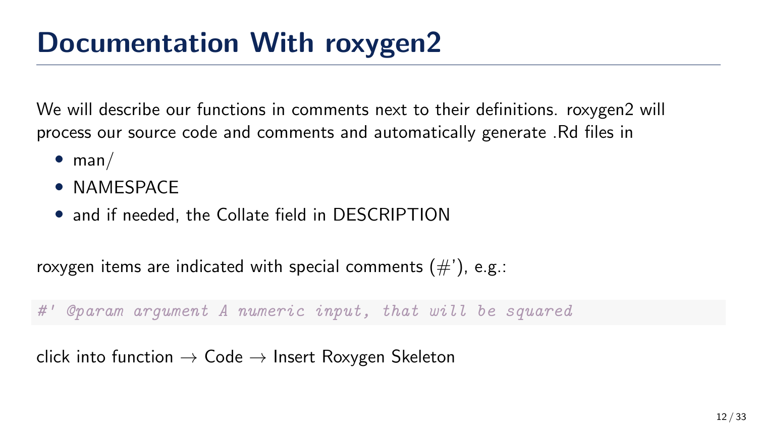# Documentation With roxygen2

We will describe our functions in comments next to their definitions. roxygen2 will process our source code and comments and automatically generate .Rd files in

- man/
- NAMESPACE
- and if needed, the Collate field in DESCRIPTION

roxygen items are indicated with special comments (#'), e.g.:

```
#' @param argument A numeric input, that will be squared
```

click into function → Code → Insert Roxygen Skeleton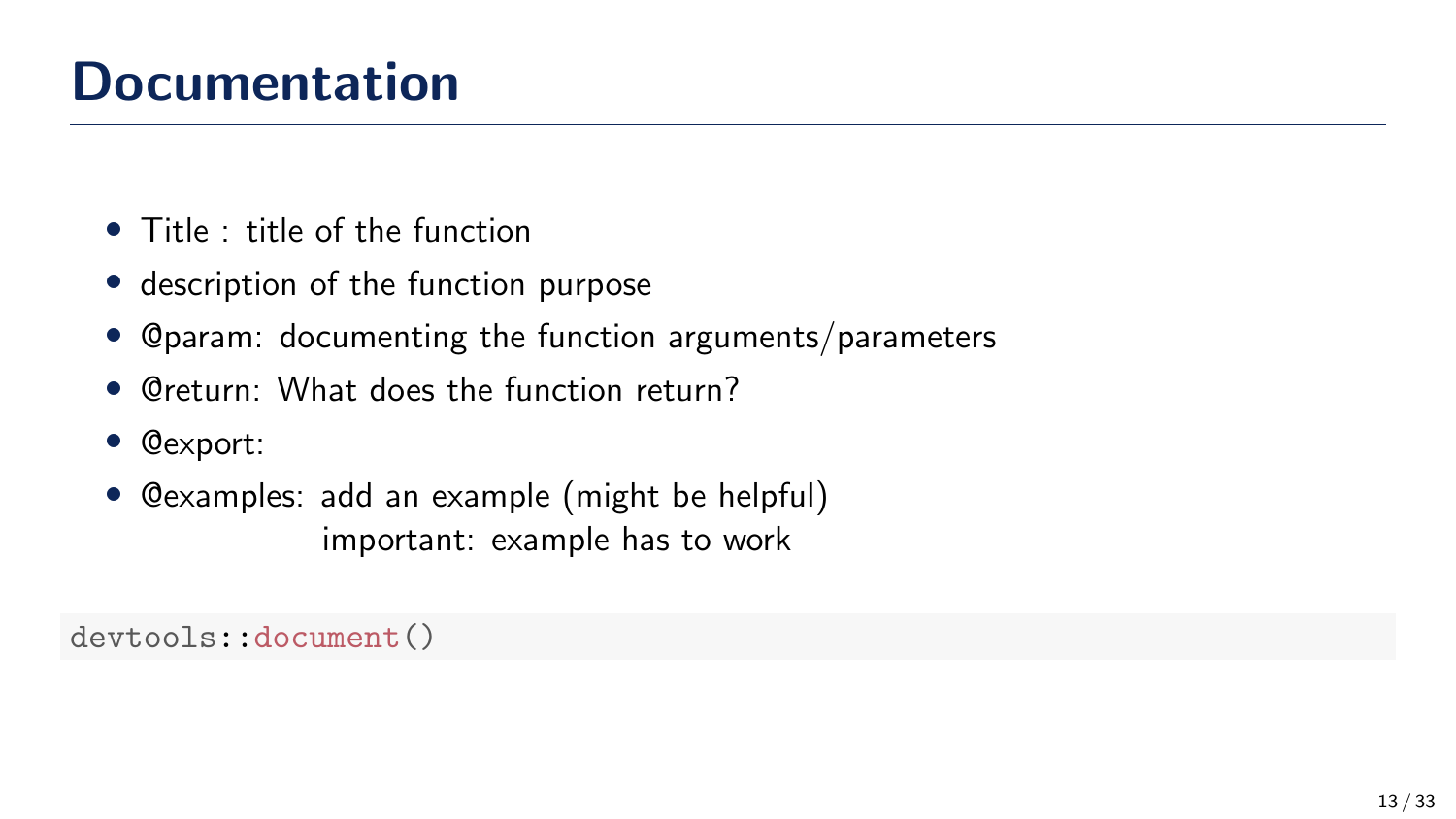# Documentation

- Title : title of the function
- description of the function purpose
- @param: documenting the function arguments/parameters
- @return: What does the function return?
- @export:
- @examples: add an example (might be helpful)
  important: example has to work

```
devtools::document()
```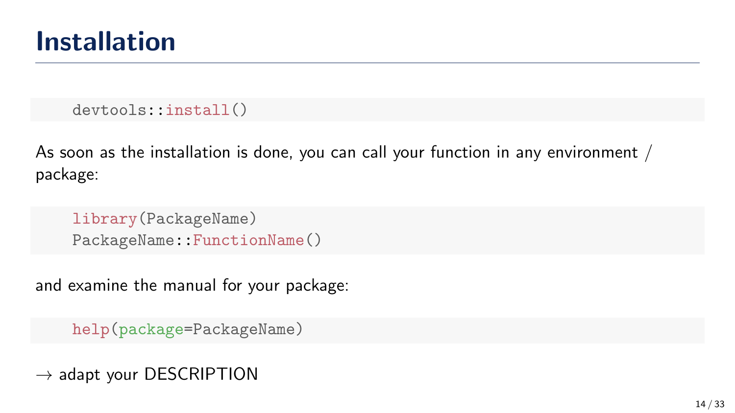# Installation

```
devtools::install()
```

As soon as the installation is done, you can call your function in any environment / package:

```
library(PackageName)
PackageName::FunctionName()
```

and examine the manual for your package:

```
help(package=PackageName)
```

$\rightarrow$ adapt your DESCRIPTION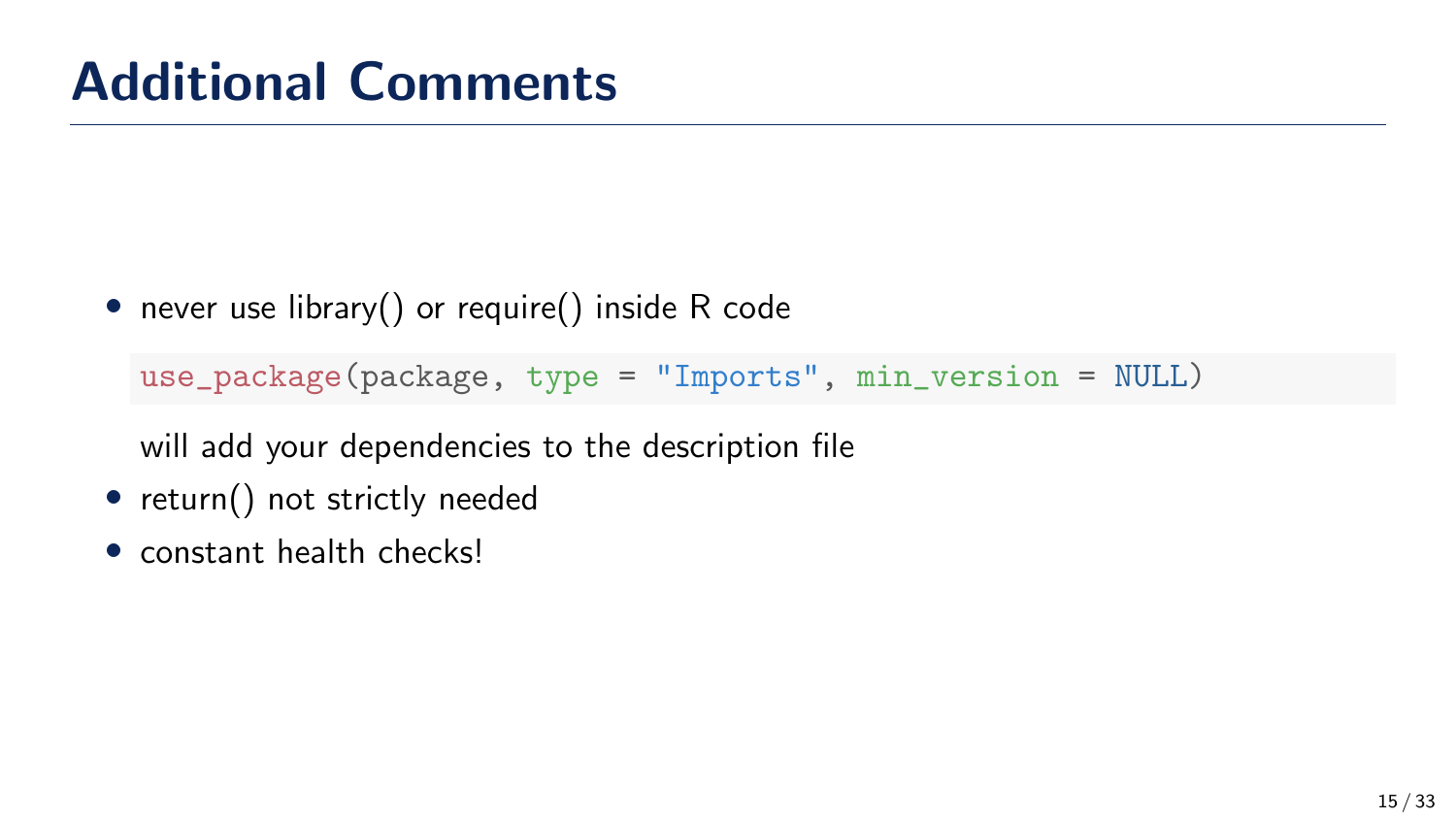# Additional Comments

- never use library() or require() inside R code

  ```
  use_package(package, type = "Imports", min_version = NULL)
  ```

  will add your dependencies to the description file
- return() not strictly needed
- constant health checks!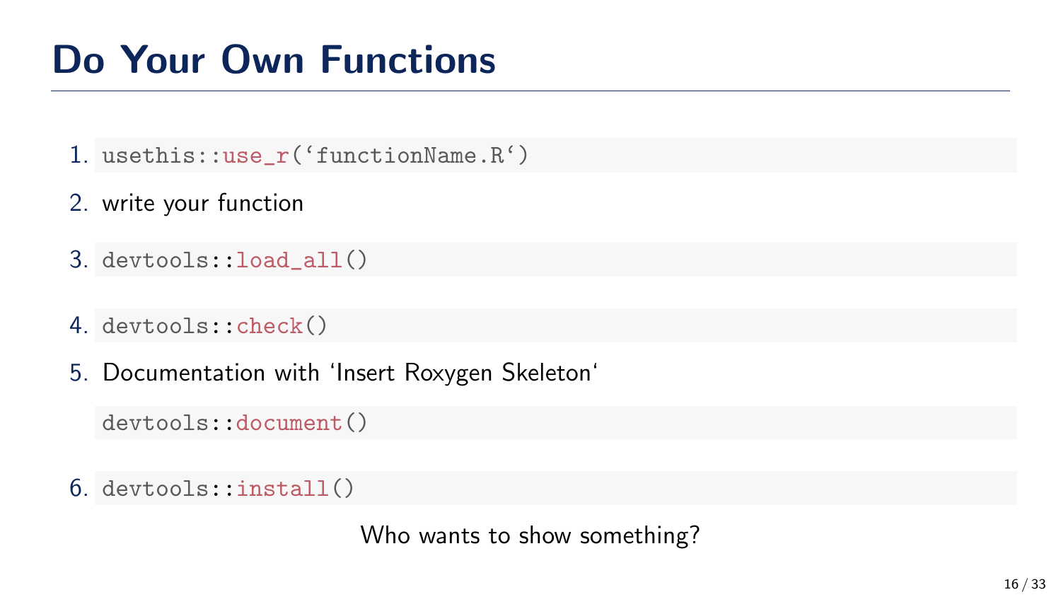# Do Your Own Functions

1. `usethis::use_r('functionName.R')`
2. write your function
3. `devtools::load_all()`
4. `devtools::check()`
5. Documentation with 'Insert Roxygen Skeleton'

   `devtools::document()`
6. `devtools::install()`

Who wants to show something?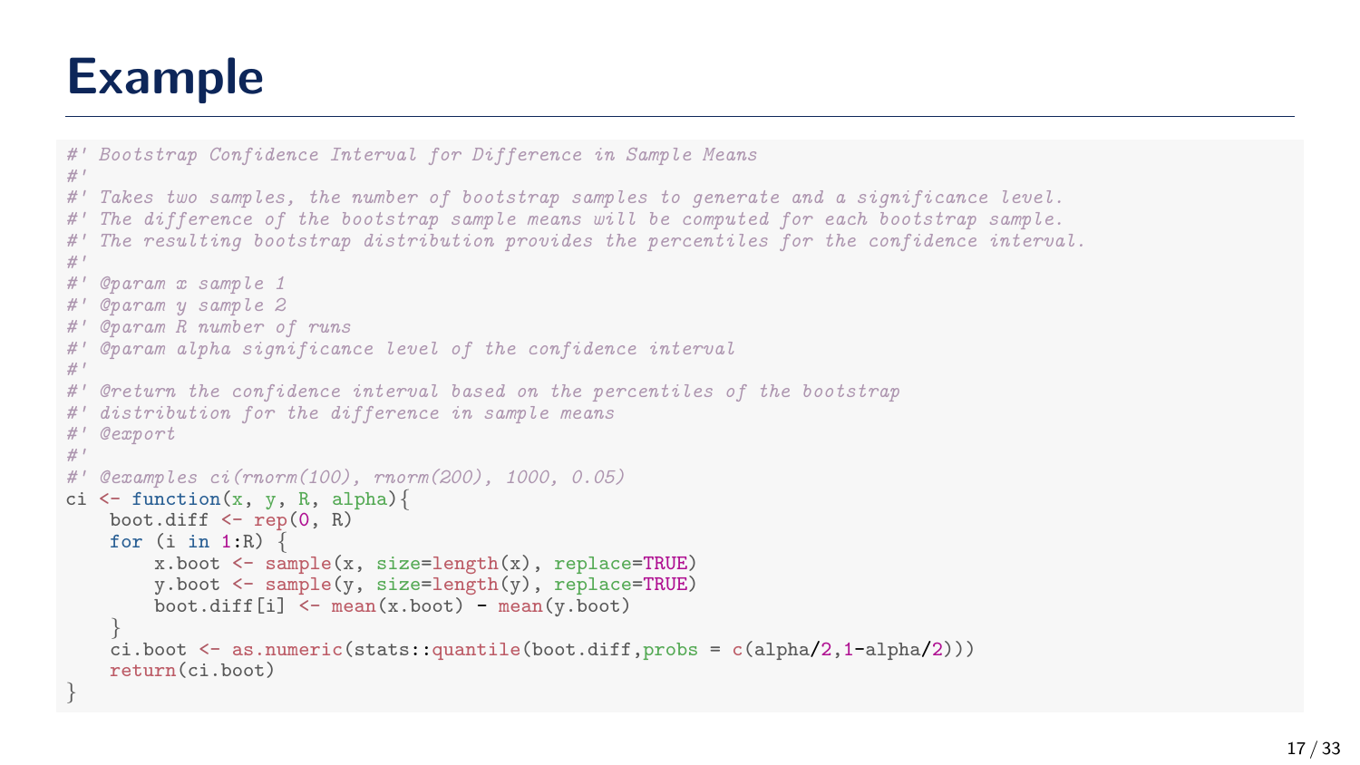# Example

```r
#' Bootstrap Confidence Interval for Difference in Sample Means
#'
#' Takes two samples, the number of bootstrap samples to generate and a significance level.
#' The difference of the bootstrap sample means will be computed for each bootstrap sample.
#' The resulting bootstrap distribution provides the percentiles for the confidence interval.
#'
#' @param x sample 1
#' @param y sample 2
#' @param R number of runs
#' @param alpha significance level of the confidence interval
#'
#' @return the confidence interval based on the percentiles of the bootstrap
#' distribution for the difference in sample means
#' @export
#'
#' @examples ci(rnorm(100), rnorm(200), 1000, 0.05)
ci <- function(x, y, R, alpha){
    boot.diff <- rep(0, R)
    for (i in 1:R) {
        x.boot <- sample(x, size=length(x), replace=TRUE)
        y.boot <- sample(y, size=length(y), replace=TRUE)
        boot.diff[i] <- mean(x.boot) - mean(y.boot)
    }
    ci.boot <- as.numeric(stats::quantile(boot.diff,probs = c(alpha/2,1-alpha/2)))
    return(ci.boot)
}
```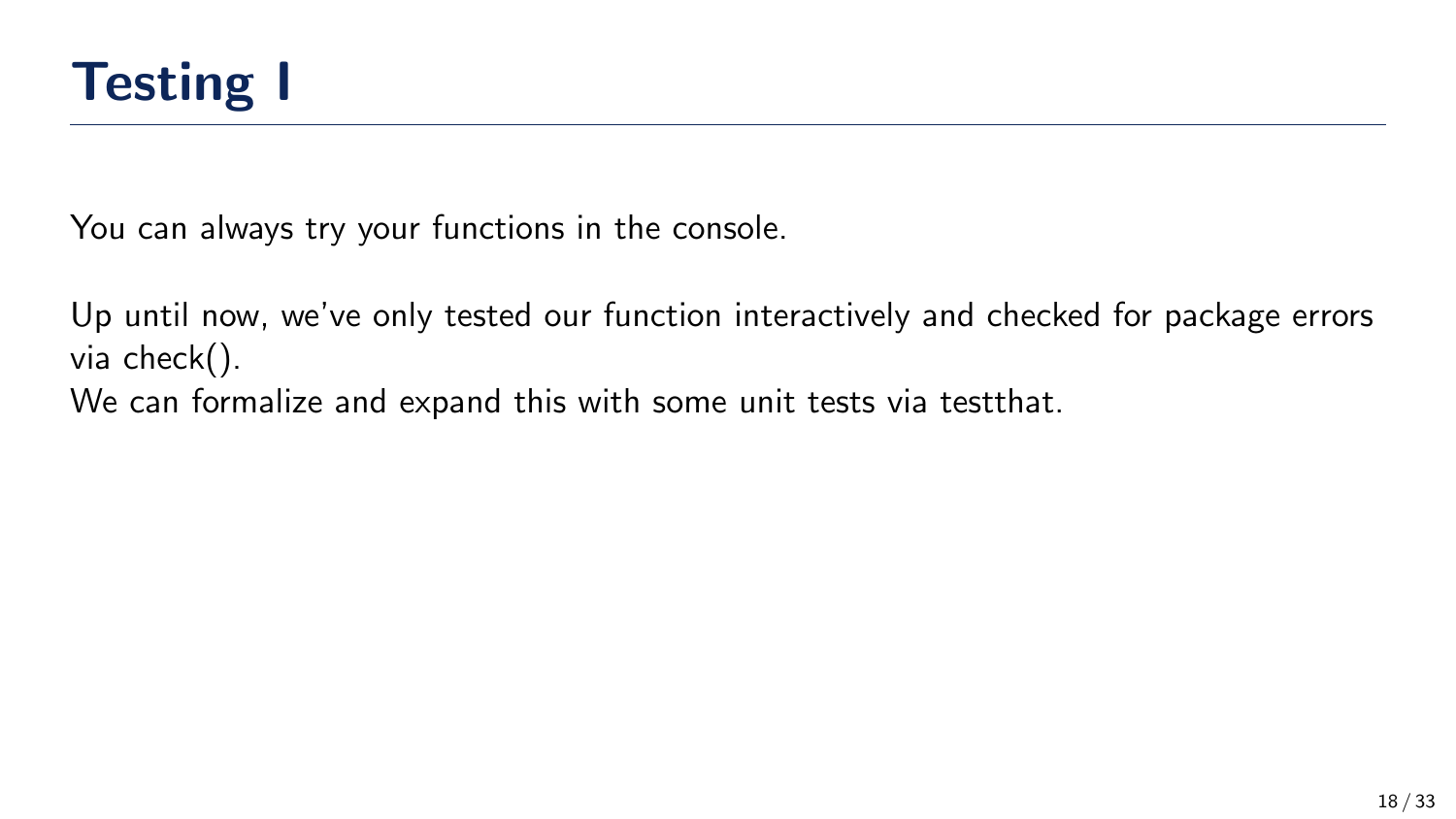# Testing I

You can always try your functions in the console.

Up until now, we've only tested our function interactively and checked for package errors via check().
We can formalize and expand this with some unit tests via testthat.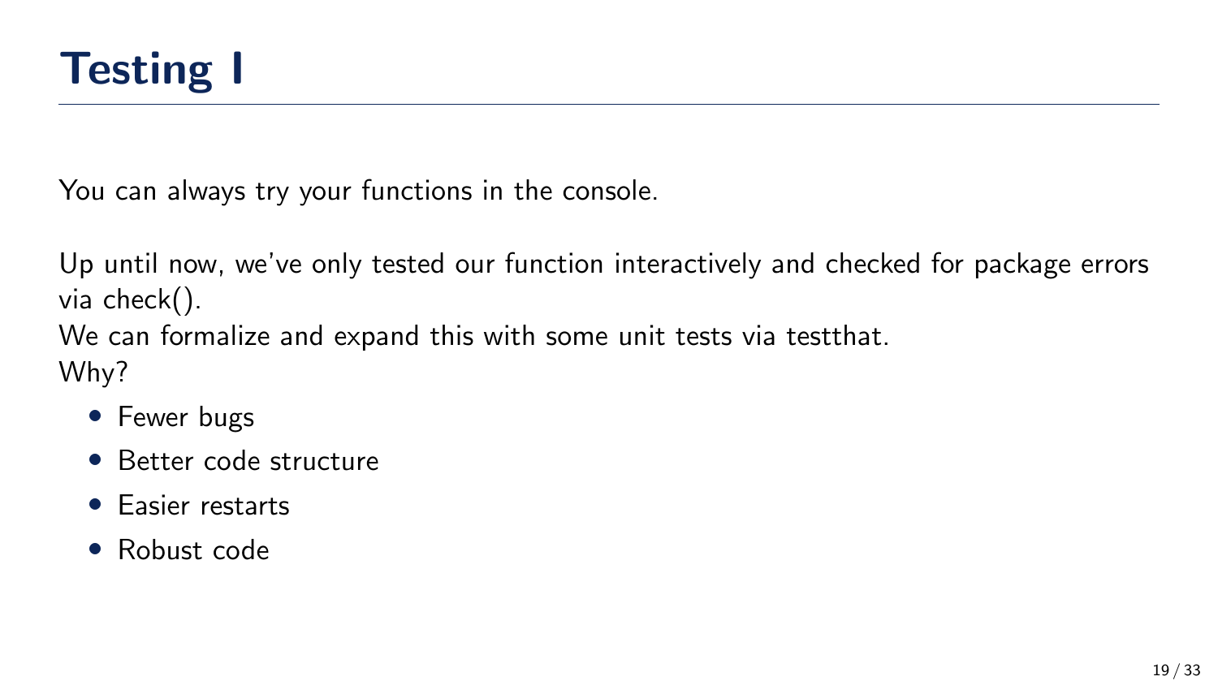# Testing I

You can always try your functions in the console.

Up until now, we've only tested our function interactively and checked for package errors via check().
We can formalize and expand this with some unit tests via testthat.
Why?

- Fewer bugs
- Better code structure
- Easier restarts
- Robust code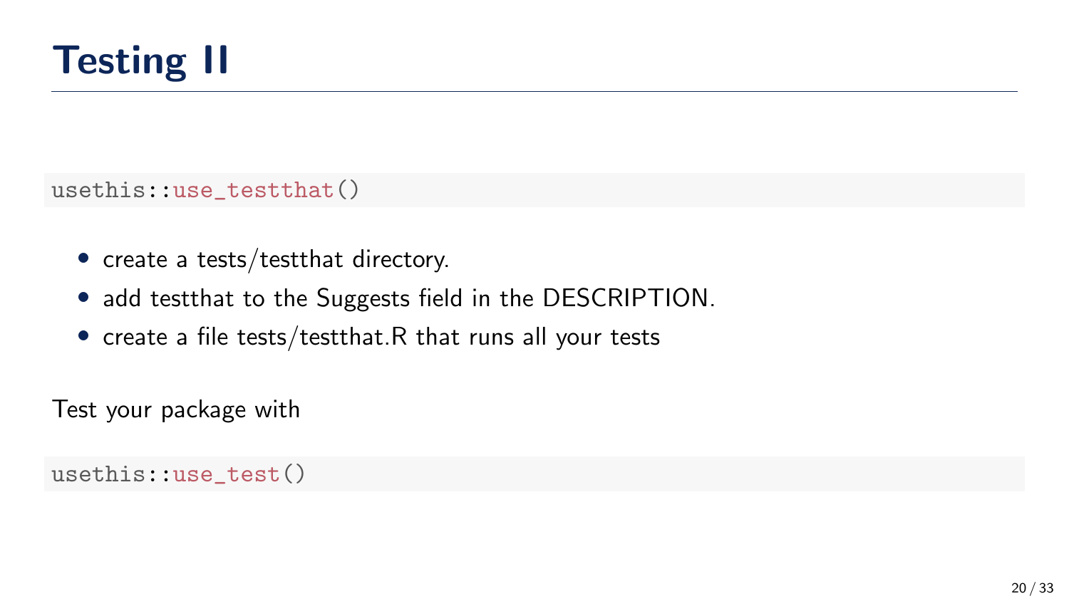# Testing II

```r
usethis::use_testthat()
```

- create a tests/testthat directory.
- add testthat to the Suggests field in the DESCRIPTION.
- create a file tests/testthat.R that runs all your tests

Test your package with

```r
usethis::use_test()
```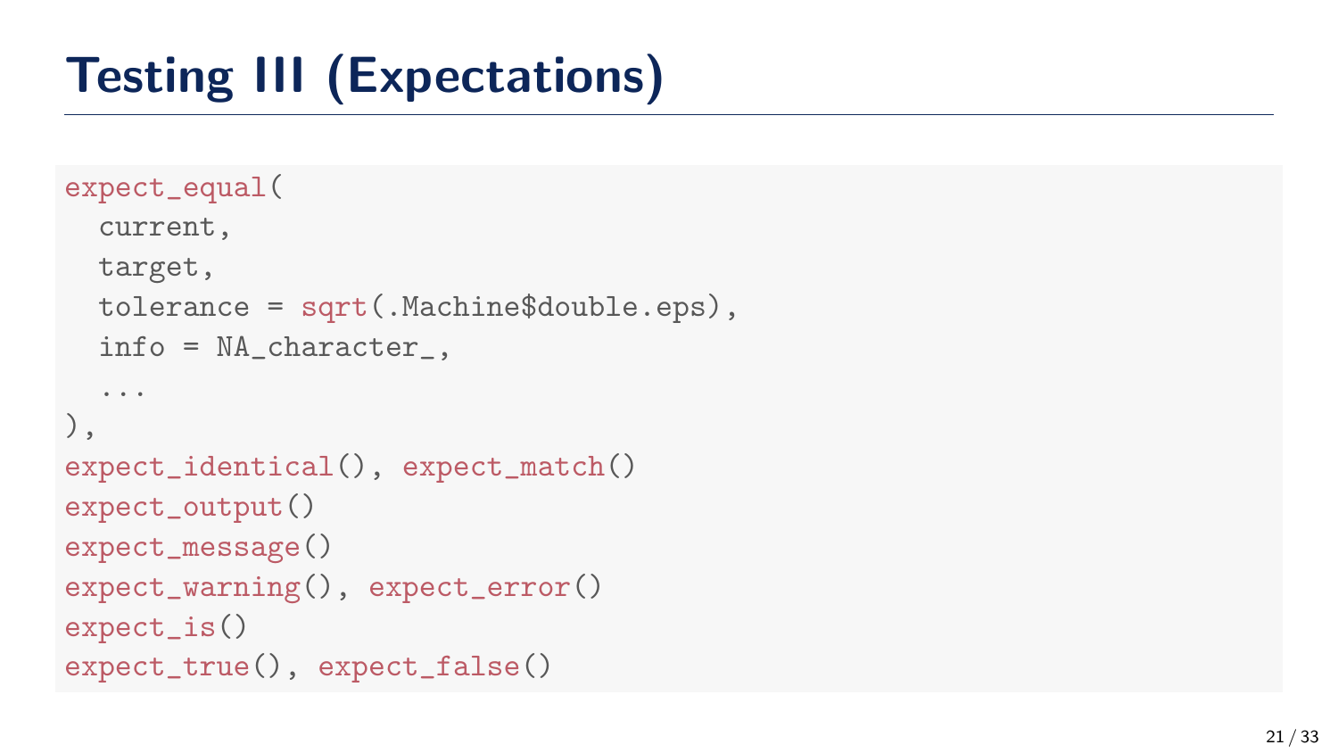# Testing III (Expectations)

```
expect_equal(
  current,
  target,
  tolerance = sqrt(.Machine$double.eps),
  info = NA_character_,
  ...
),
expect_identical(), expect_match()
expect_output()
expect_message()
expect_warning(), expect_error()
expect_is()
expect_true(), expect_false()
```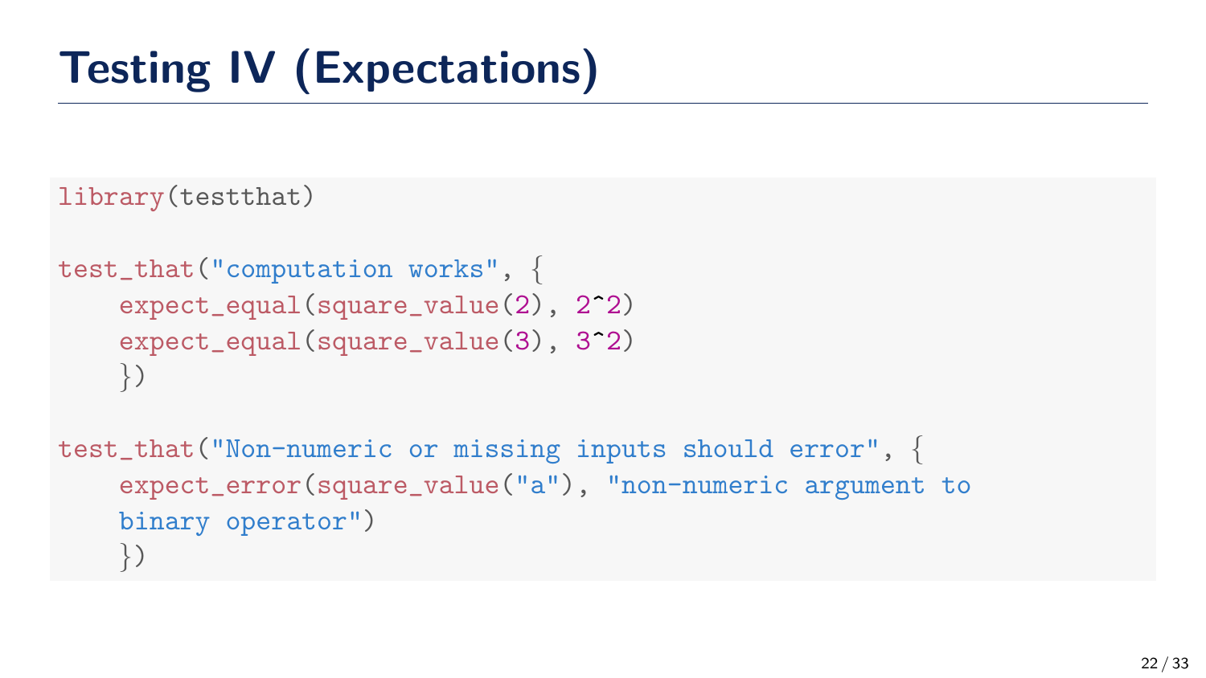# Testing IV (Expectations)

```r
library(testthat)

test_that("computation works", {
    expect_equal(square_value(2), 2^2)
    expect_equal(square_value(3), 3^2)
    })

test_that("Non-numeric or missing inputs should error", {
    expect_error(square_value("a"), "non-numeric argument to
    binary operator")
    })
```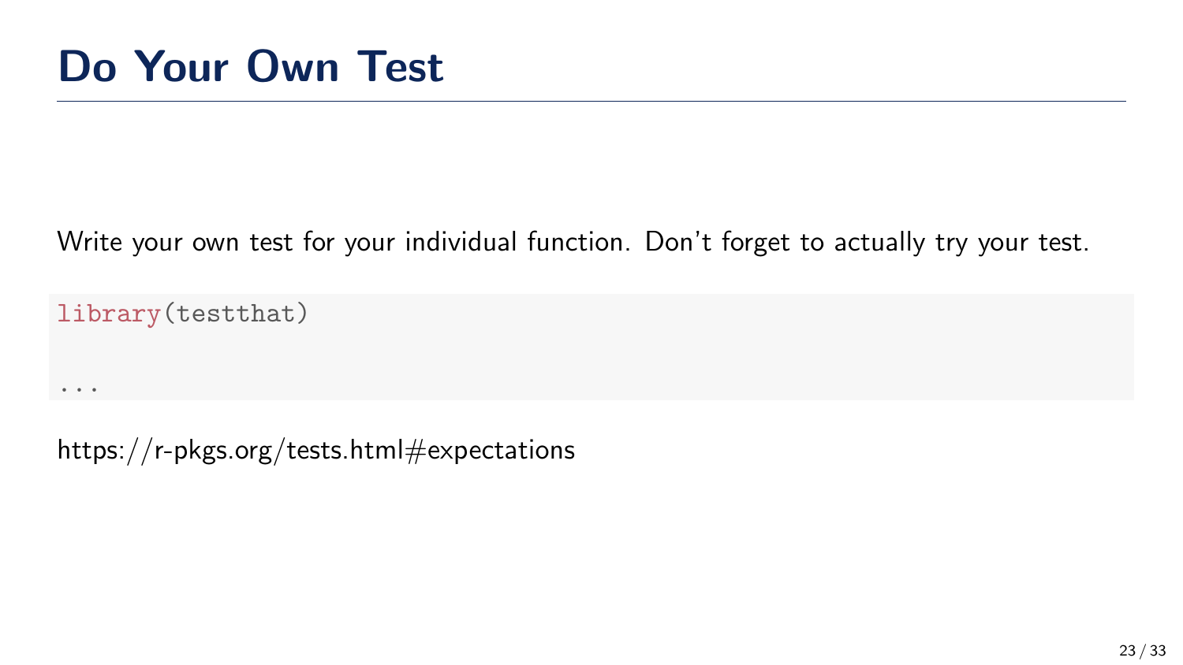# Do Your Own Test

Write your own test for your individual function. Don't forget to actually try your test.

```
library(testthat)

...
```

https://r-pkgs.org/tests.html#expectations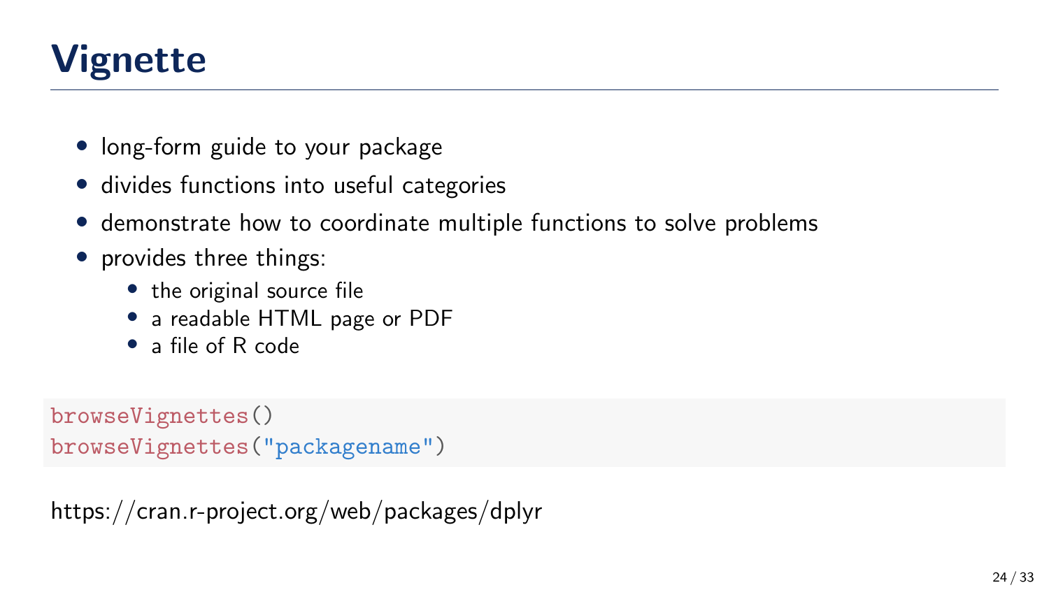# Vignette

- long-form guide to your package
- divides functions into useful categories
- demonstrate how to coordinate multiple functions to solve problems
- provides three things:
  - the original source file
  - a readable HTML page or PDF
  - a file of R code

```
browseVignettes()
browseVignettes("packagename")
```

https://cran.r-project.org/web/packages/dplyr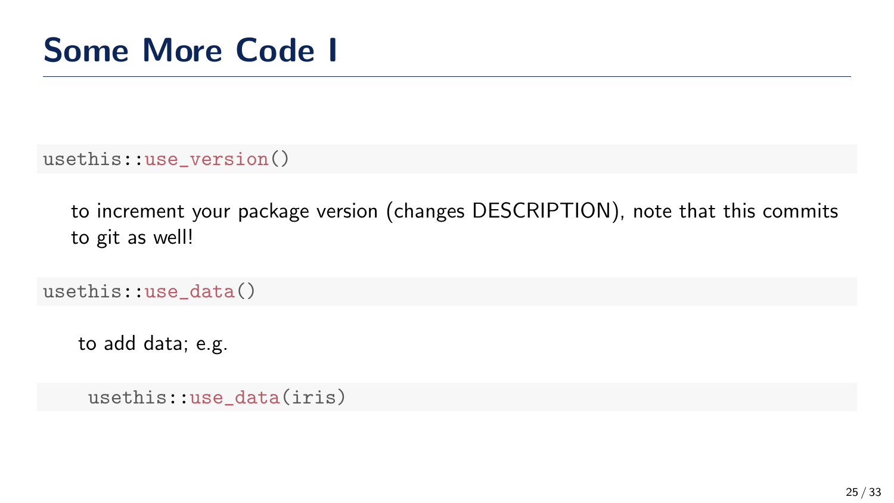# Some More Code I

```
usethis::use_version()
```

to increment your package version (changes DESCRIPTION), note that this commits to git as well!

```
usethis::use_data()
```

to add data; e.g.

```
usethis::use_data(iris)
```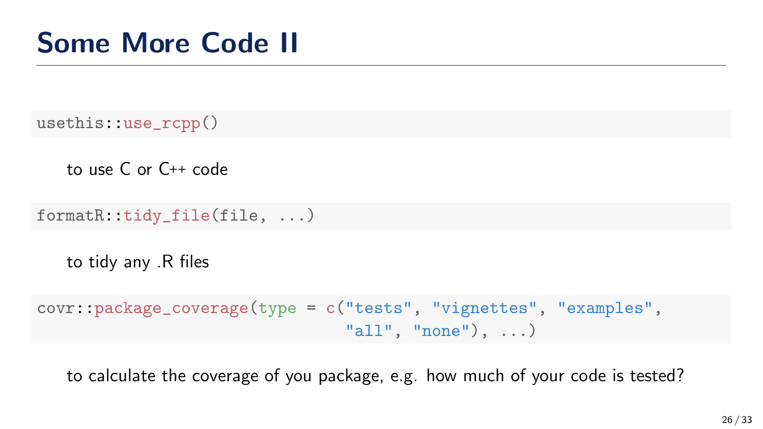# Some More Code II

```
usethis::use_rcpp()
```

to use C or C++ code

```
formatR::tidy_file(file, ...)
```

to tidy any .R files

```
covr::package_coverage(type = c("tests", "vignettes", "examples",
                                "all", "none"), ...)
```

to calculate the coverage of you package, e.g. how much of your code is tested?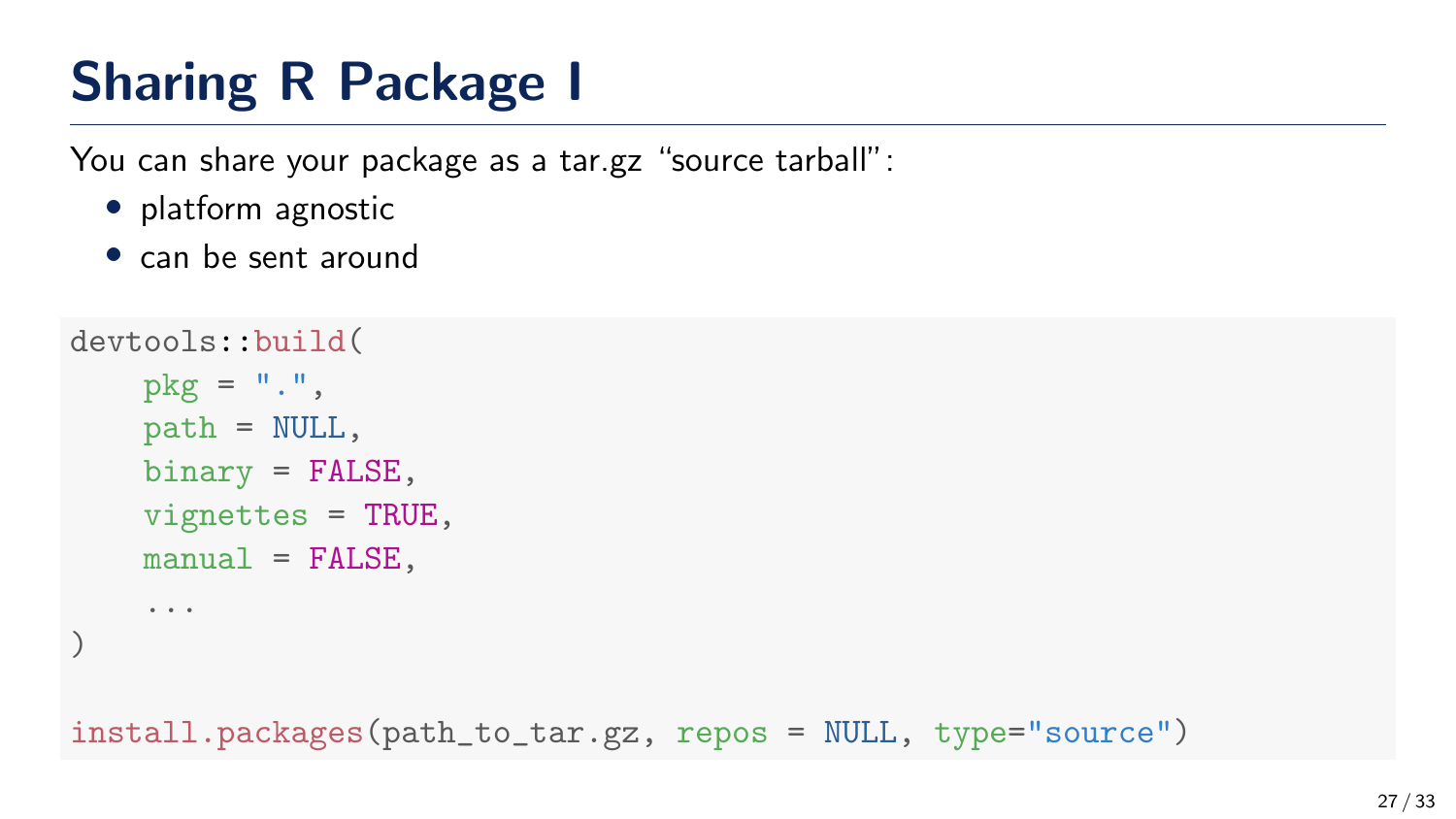# Sharing R Package I

You can share your package as a tar.gz "source tarball":

- platform agnostic
- can be sent around

```r
devtools::build(
    pkg = ".",
    path = NULL,
    binary = FALSE,
    vignettes = TRUE,
    manual = FALSE,
    ...
)

install.packages(path_to_tar.gz, repos = NULL, type="source")
```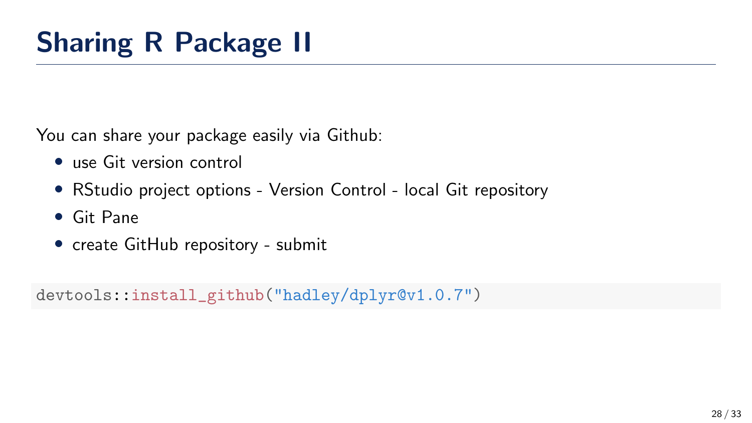# Sharing R Package II

You can share your package easily via Github:

- use Git version control
- RStudio project options - Version Control - local Git repository
- Git Pane
- create GitHub repository - submit

```
devtools::install_github("hadley/dplyr@v1.0.7")
```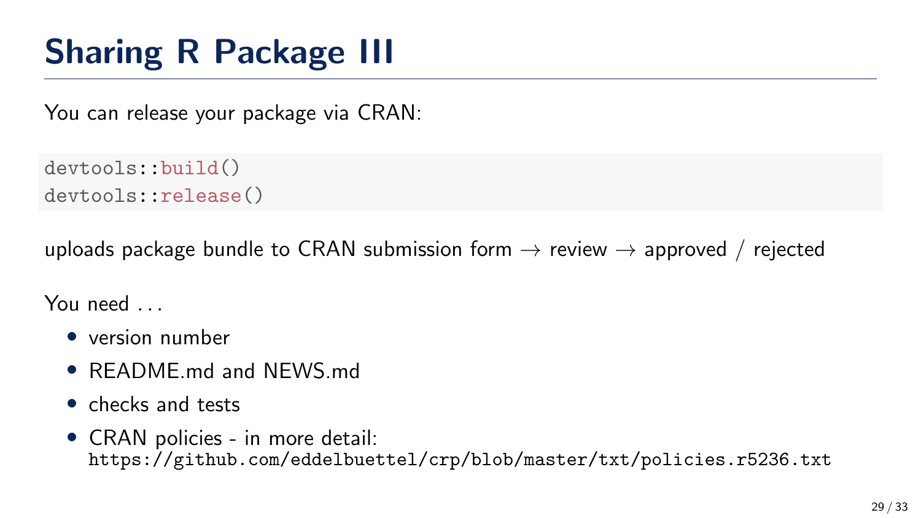# Sharing R Package III

You can release your package via CRAN:

```
devtools::build()
devtools::release()
```

uploads package bundle to CRAN submission form → review → approved / rejected

You need ...

- version number
- README.md and NEWS.md
- checks and tests
- CRAN policies - in more detail: `https://github.com/eddelbuettel/crp/blob/master/txt/policies.r5236.txt`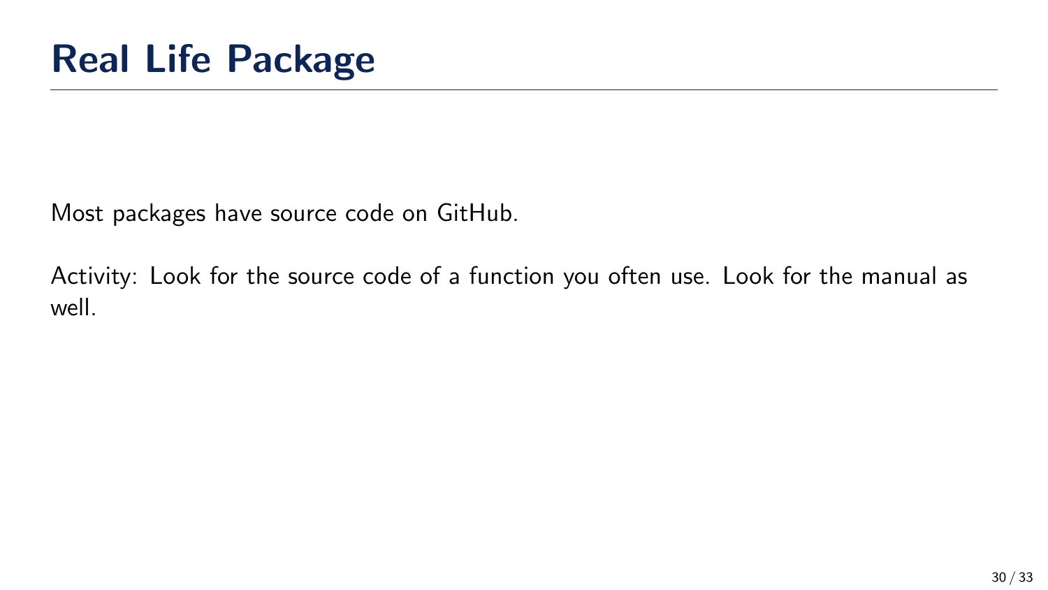# Real Life Package

Most packages have source code on GitHub.

Activity: Look for the source code of a function you often use. Look for the manual as well.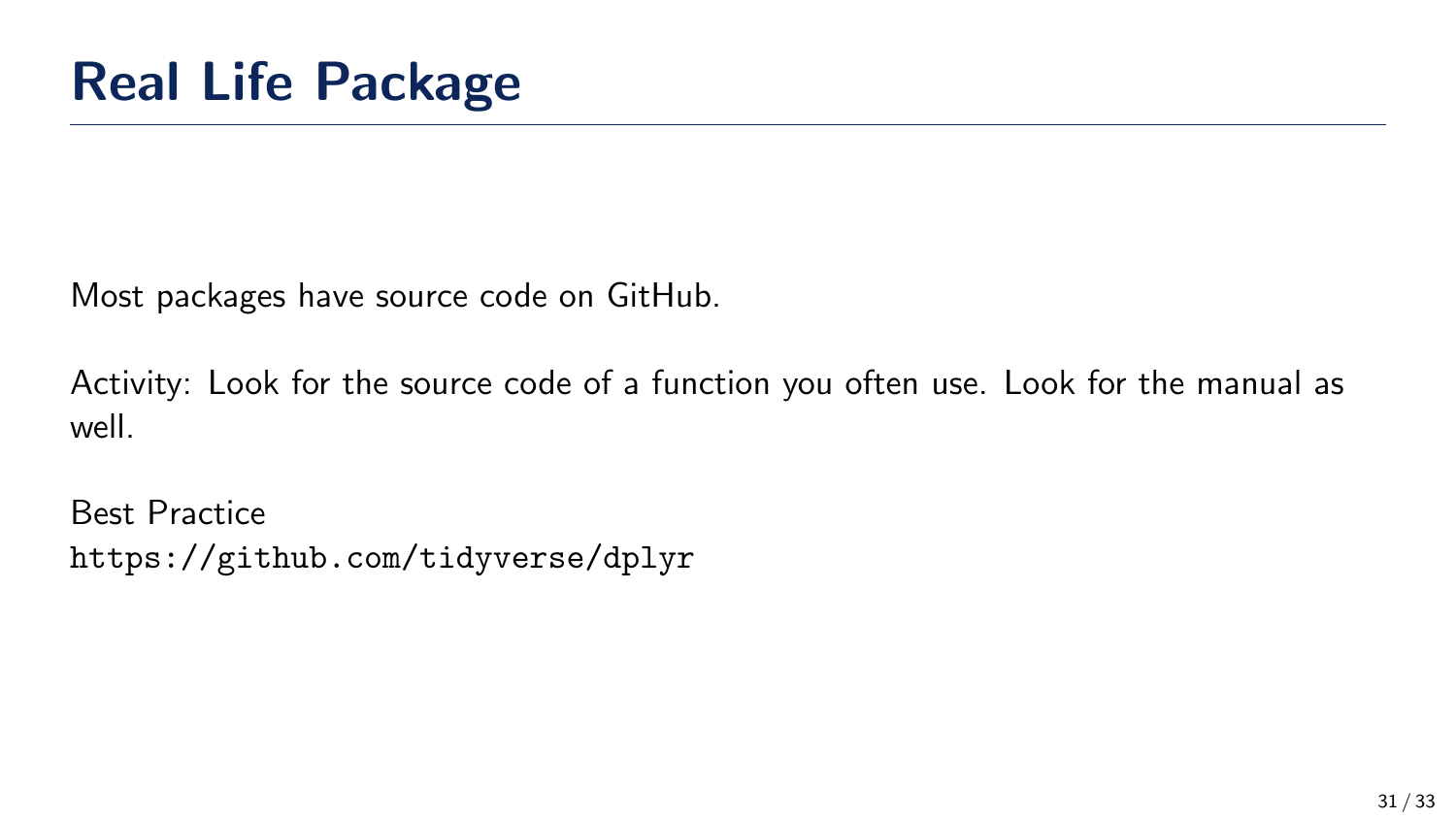# Real Life Package

Most packages have source code on GitHub.

Activity: Look for the source code of a function you often use. Look for the manual as well.

Best Practice
`https://github.com/tidyverse/dplyr`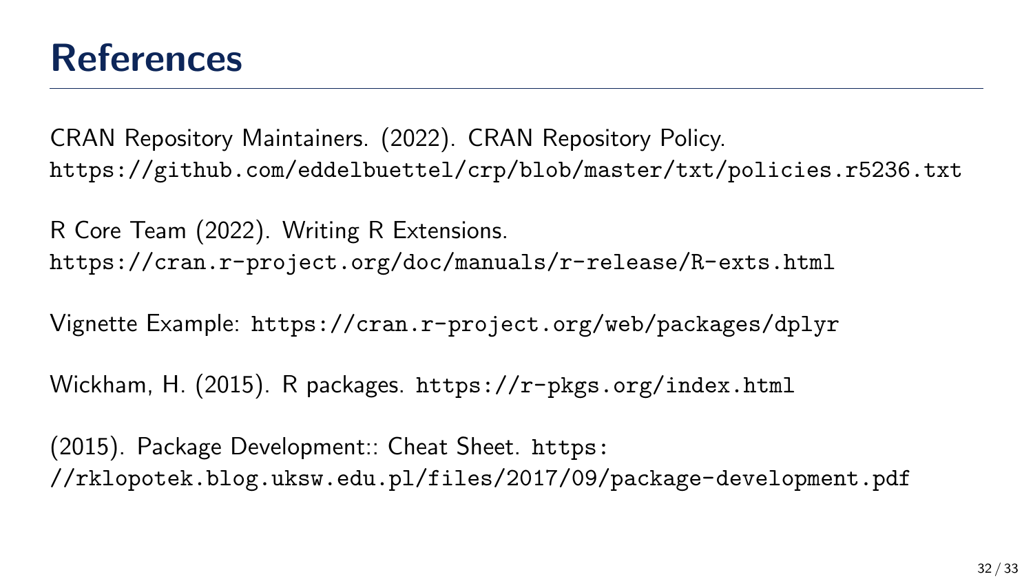# References

CRAN Repository Maintainers. (2022). CRAN Repository Policy. https://github.com/eddelbuettel/crp/blob/master/txt/policies.r5236.txt

R Core Team (2022). Writing R Extensions. https://cran.r-project.org/doc/manuals/r-release/R-exts.html

Vignette Example: https://cran.r-project.org/web/packages/dplyr

Wickham, H. (2015). R packages. https://r-pkgs.org/index.html

(2015). Package Development:: Cheat Sheet. https://rklopotek.blog.uksw.edu.pl/files/2017/09/package-development.pdf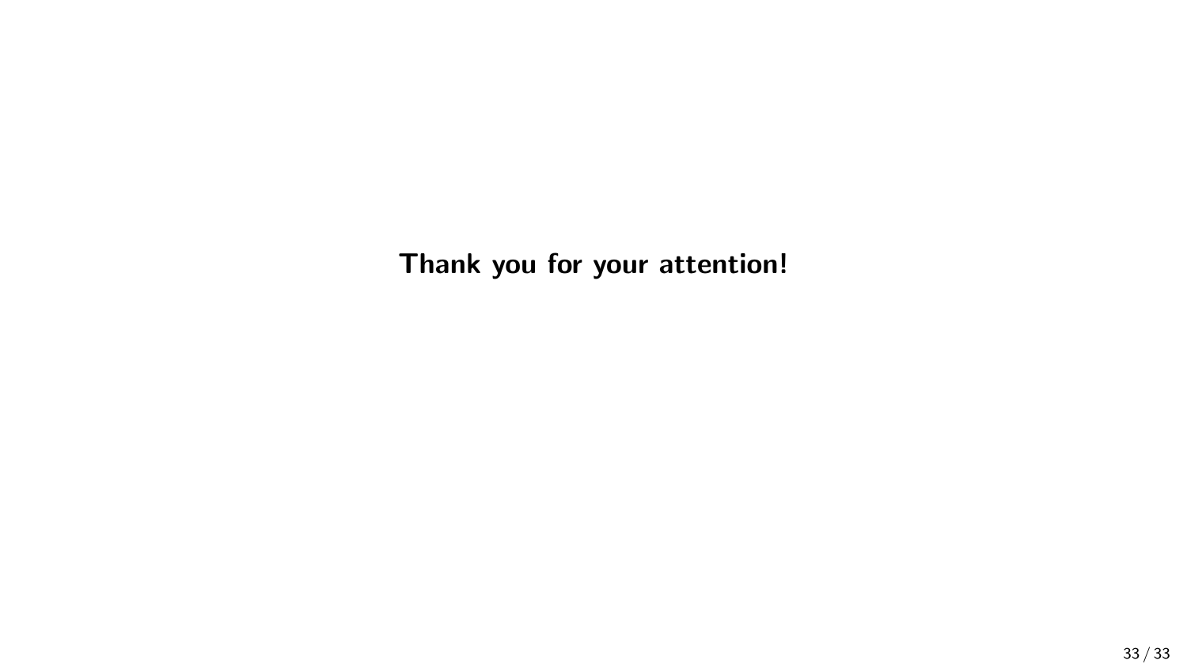**Thank you for your attention!**